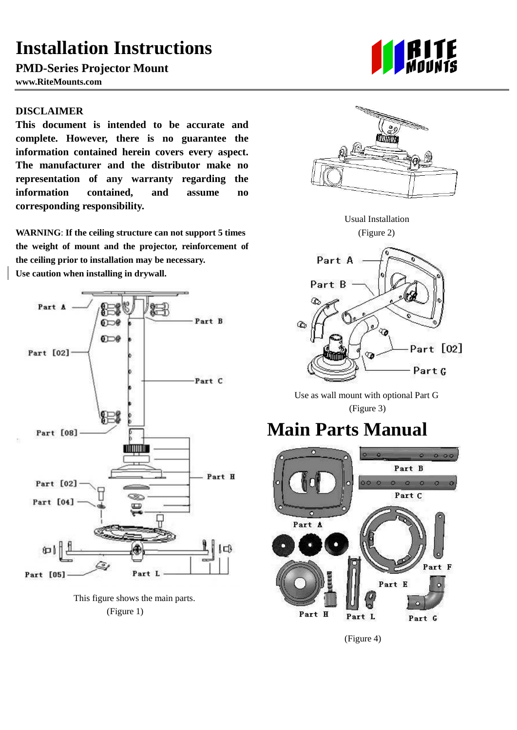# Installation Instructions

**PMD-Series Projector Mount**

**www.RiteMounts.com**

**DISCLAIMER**

**This document is intended to be accurate and complete. However, there is no guarantee the information contained herein covers every aspect. The manufacturer and the distributor make no representation of any warranty regarding the information contained, and assume no corresponding responsibility.**

**WARNING**: **If the ceiling structure can not support 5 times the weight of mount and the projector, reinforcement of the ceiling prior to installation may be necessary.**
**Use caution when installing in drywall.**

This figure shows the main parts.
(Figure 1)

Usual Installation
(Figure 2)

Use as wall mount with optional Part G
(Figure 3)

# Main Parts Manual

(Figure 4)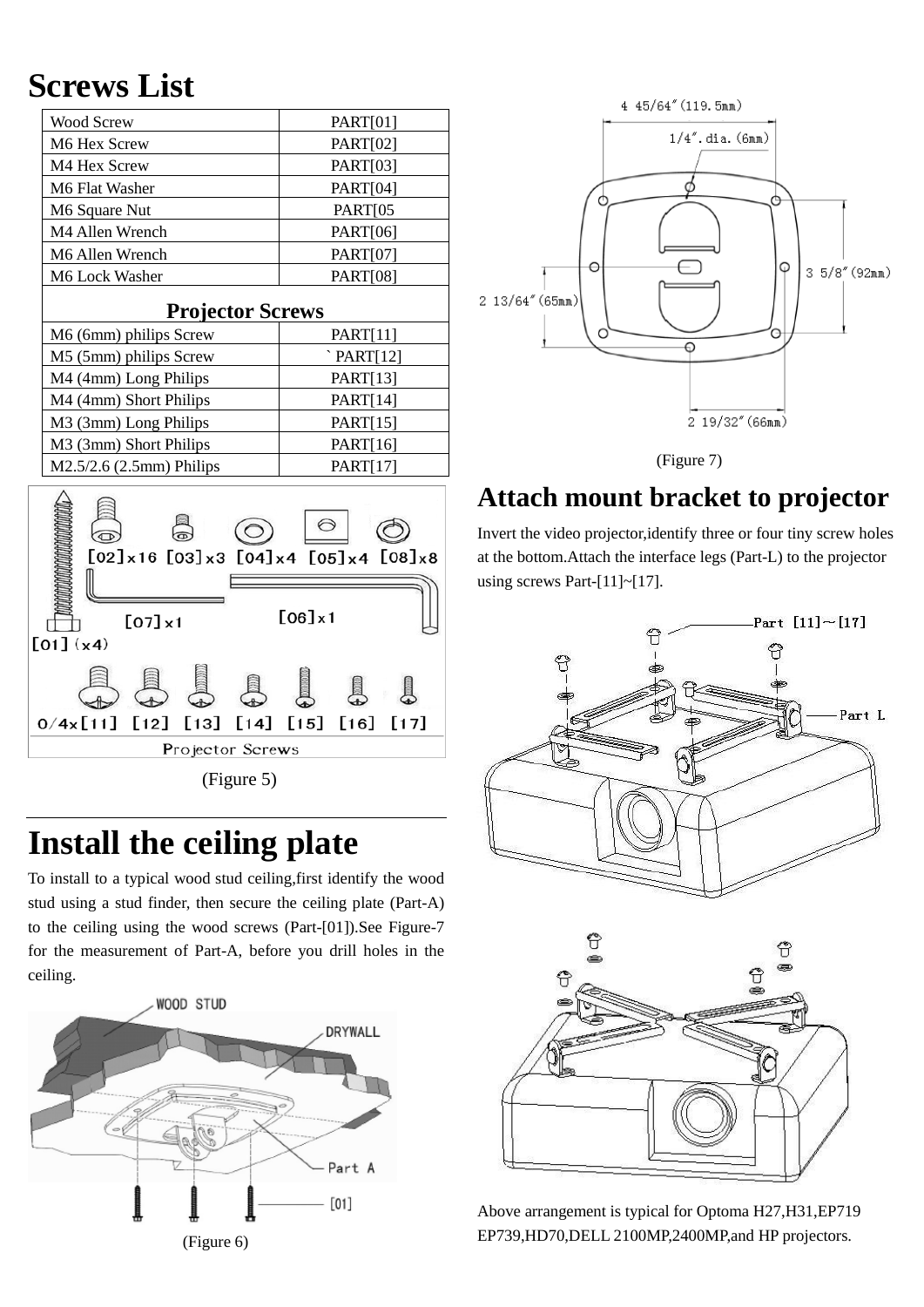# Screws List

| Wood Screw | PART[01] |
| --- | --- |
| M6 Hex Screw | PART[02] |
| M4 Hex Screw | PART[03] |
| M6 Flat Washer | PART[04] |
| M6 Square Nut | PART[05 |
| M4 Allen Wrench | PART[06] |
| M6 Allen Wrench | PART[07] |
| M6 Lock Washer | PART[08] |
| **Projector Screws** | |
| M6 (6mm) philips Screw | PART[11] |
| M5 (5mm) philips Screw | ` PART[12] |
| M4 (4mm) Long Philips | PART[13] |
| M4 (4mm) Short Philips | PART[14] |
| M3 (3mm) Long Philips | PART[15] |
| M3 (3mm) Short Philips | PART[16] |
| M2.5/2.6 (2.5mm) Philips | PART[17] |

(Figure 5)

# Install the ceiling plate

To install to a typical wood stud ceiling,first identify the wood stud using a stud finder, then secure the ceiling plate (Part-A) to the ceiling using the wood screws (Part-[01]).See Figure-7 for the measurement of Part-A, before you drill holes in the ceiling.

(Figure 6)

(Figure 7)

## Attach mount bracket to projector

Invert the video projector,identify three or four tiny screw holes at the bottom.Attach the interface legs (Part-L) to the projector using screws Part-[11]~[17].

Above arrangement is typical for Optoma H27,H31,EP719 EP739,HD70,DELL 2100MP,2400MP,and HP projectors.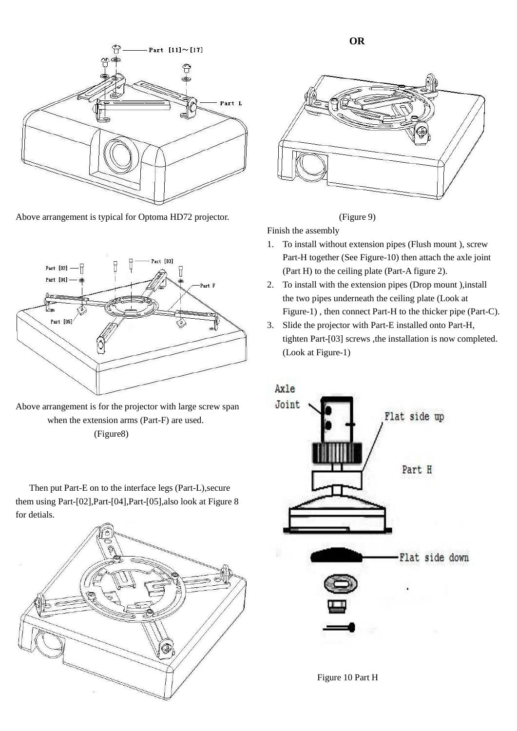Above arrangement is typical for Optoma HD72 projector.

Above arrangement is for the projector with large screw span when the extension arms (Part-F) are used.

(Figure8)

Then put Part-E on to the interface legs (Part-L),secure them using Part-[02],Part-[04],Part-[05],also look at Figure 8 for detials.

**OR**

(Figure 9)

Finish the assembly

1. To install without extension pipes (Flush mount ), screw Part-H together (See Figure-10) then attach the axle joint (Part H) to the ceiling plate (Part-A figure 2).
2. To install with the extension pipes (Drop mount ),install the two pipes underneath the ceiling plate (Look at Figure-1) , then connect Part-H to the thicker pipe (Part-C).
3. Slide the projector with Part-E installed onto Part-H, tighten Part-[03] screws ,the installation is now completed. (Look at Figure-1)

Figure 10 Part H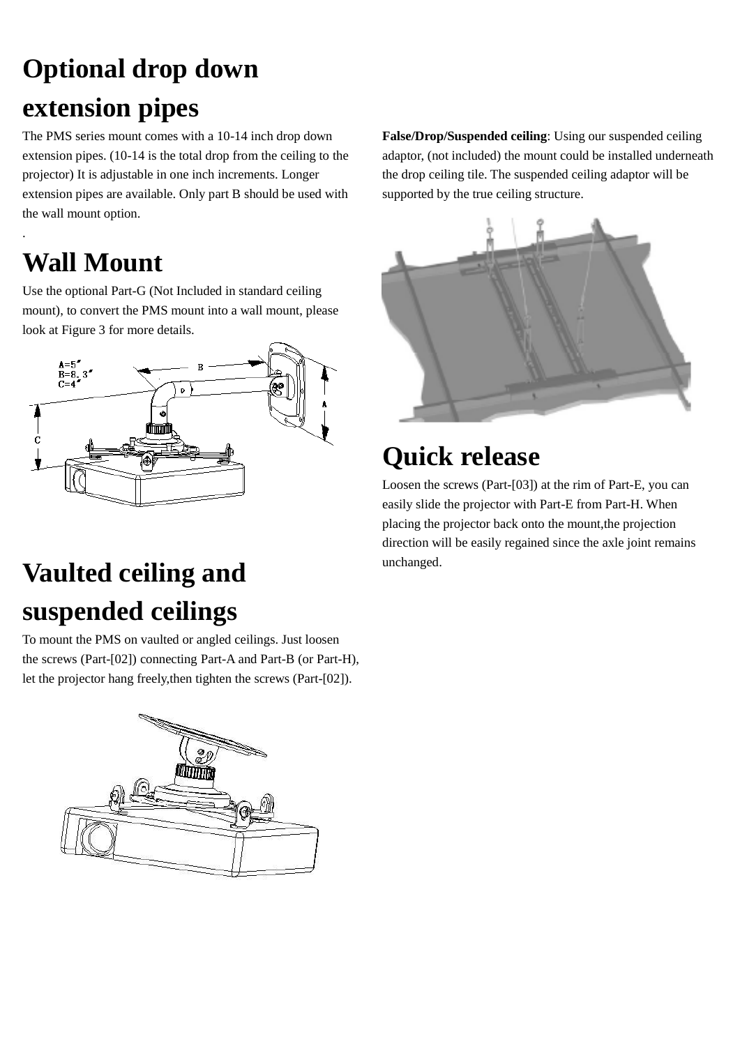# Optional drop down extension pipes

The PMS series mount comes with a 10-14 inch drop down extension pipes. (10-14 is the total drop from the ceiling to the projector) It is adjustable in one inch increments. Longer extension pipes are available. Only part B should be used with the wall mount option.

.

# Wall Mount

Use the optional Part-G (Not Included in standard ceiling mount), to convert the PMS mount into a wall mount, please look at Figure 3 for more details.

A=5"
B=8.3"
C=4"

# Vaulted ceiling and suspended ceilings

To mount the PMS on vaulted or angled ceilings. Just loosen the screws (Part-[02]) connecting Part-A and Part-B (or Part-H), let the projector hang freely,then tighten the screws (Part-[02]).

**False/Drop/Suspended ceiling**: Using our suspended ceiling adaptor, (not included) the mount could be installed underneath the drop ceiling tile. The suspended ceiling adaptor will be supported by the true ceiling structure.

# Quick release

Loosen the screws (Part-[03]) at the rim of Part-E, you can easily slide the projector with Part-E from Part-H. When placing the projector back onto the mount,the projection direction will be easily regained since the axle joint remains unchanged.